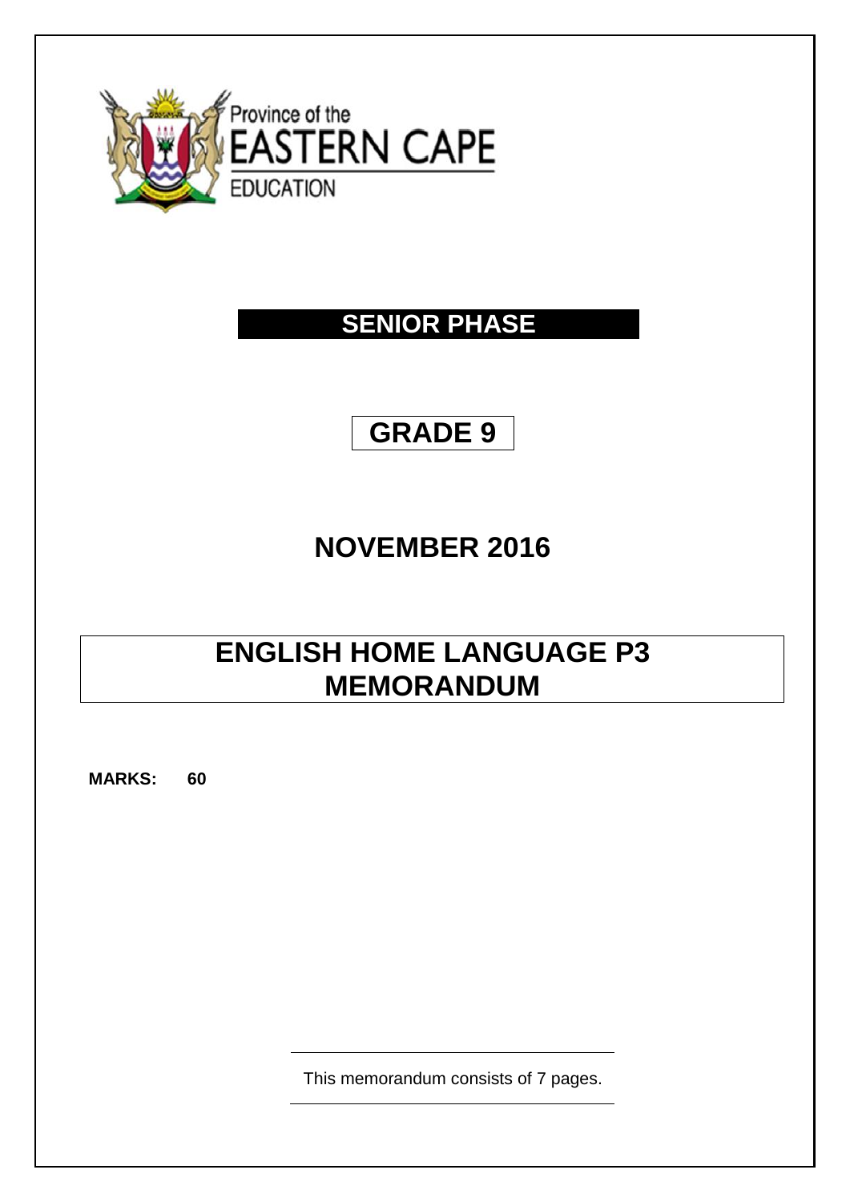Province of the
EASTERN CAPE
EDUCATION

# SENIOR PHASE

# GRADE 9

# NOVEMBER 2016

# ENGLISH HOME LANGUAGE P3 MEMORANDUM

**MARKS: 60**

This memorandum consists of 7 pages.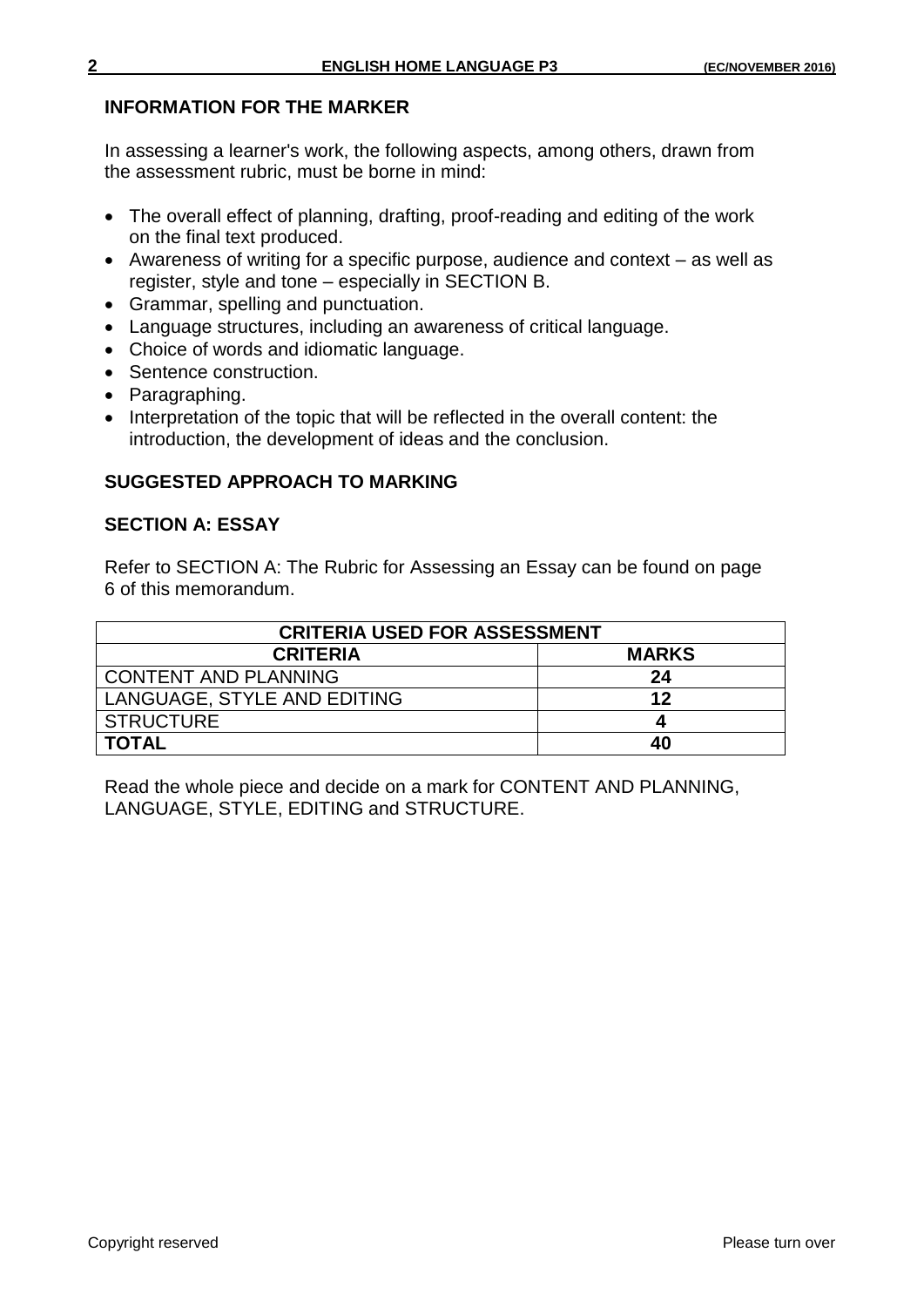## INFORMATION FOR THE MARKER

In assessing a learner's work, the following aspects, among others, drawn from the assessment rubric, must be borne in mind:

- The overall effect of planning, drafting, proof-reading and editing of the work on the final text produced.
- Awareness of writing for a specific purpose, audience and context – as well as register, style and tone – especially in SECTION B.
- Grammar, spelling and punctuation.
- Language structures, including an awareness of critical language.
- Choice of words and idiomatic language.
- Sentence construction.
- Paragraphing.
- Interpretation of the topic that will be reflected in the overall content: the introduction, the development of ideas and the conclusion.

## SUGGESTED APPROACH TO MARKING

### SECTION A: ESSAY

Refer to SECTION A: The Rubric for Assessing an Essay can be found on page 6 of this memorandum.

| CRITERIA USED FOR ASSESSMENT | |
|---|---|
| **CRITERIA** | **MARKS** |
| CONTENT AND PLANNING | **24** |
| LANGUAGE, STYLE AND EDITING | **12** |
| STRUCTURE | **4** |
| **TOTAL** | **40** |

Read the whole piece and decide on a mark for CONTENT AND PLANNING, LANGUAGE, STYLE, EDITING and STRUCTURE.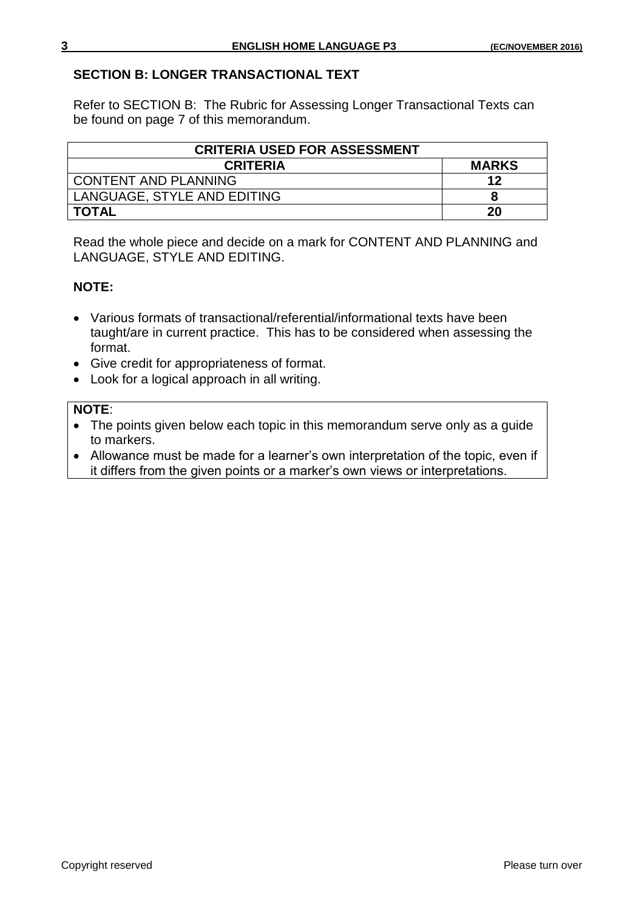## SECTION B: LONGER TRANSACTIONAL TEXT

Refer to SECTION B: The Rubric for Assessing Longer Transactional Texts can be found on page 7 of this memorandum.

| CRITERIA USED FOR ASSESSMENT | |
|---|---|
| **CRITERIA** | **MARKS** |
| CONTENT AND PLANNING | **12** |
| LANGUAGE, STYLE AND EDITING | **8** |
| **TOTAL** | **20** |

Read the whole piece and decide on a mark for CONTENT AND PLANNING and LANGUAGE, STYLE AND EDITING.

**NOTE:**

- Various formats of transactional/referential/informational texts have been taught/are in current practice. This has to be considered when assessing the format.
- Give credit for appropriateness of format.
- Look for a logical approach in all writing.

**NOTE**:

- The points given below each topic in this memorandum serve only as a guide to markers.
- Allowance must be made for a learner's own interpretation of the topic, even if it differs from the given points or a marker's own views or interpretations.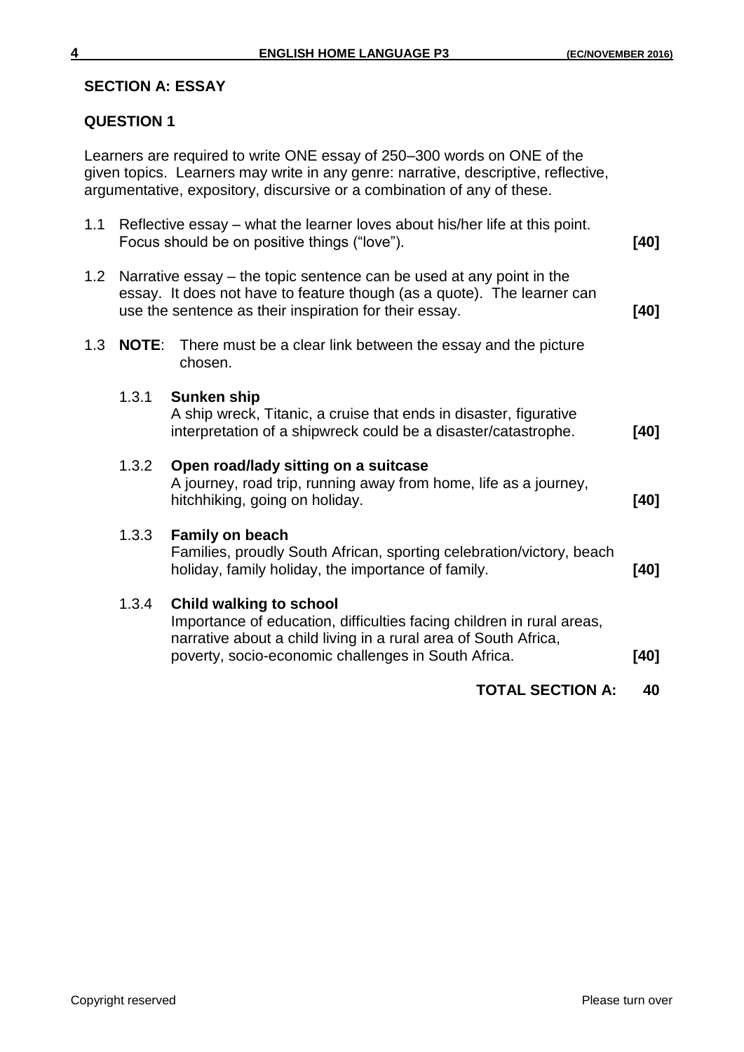## SECTION A: ESSAY

### QUESTION 1

Learners are required to write ONE essay of 250–300 words on ONE of the given topics. Learners may write in any genre: narrative, descriptive, reflective, argumentative, expository, discursive or a combination of any of these.

1.1 Reflective essay – what the learner loves about his/her life at this point. Focus should be on positive things ("love"). **[40]**

1.2 Narrative essay – the topic sentence can be used at any point in the essay. It does not have to feature though (as a quote). The learner can use the sentence as their inspiration for their essay. **[40]**

1.3 **NOTE**: There must be a clear link between the essay and the picture chosen.

1.3.1 **Sunken ship**
A ship wreck, Titanic, a cruise that ends in disaster, figurative interpretation of a shipwreck could be a disaster/catastrophe. **[40]**

1.3.2 **Open road/lady sitting on a suitcase**
A journey, road trip, running away from home, life as a journey, hitchhiking, going on holiday. **[40]**

1.3.3 **Family on beach**
Families, proudly South African, sporting celebration/victory, beach holiday, family holiday, the importance of family. **[40]**

1.3.4 **Child walking to school**
Importance of education, difficulties facing children in rural areas, narrative about a child living in a rural area of South Africa, poverty, socio-economic challenges in South Africa. **[40]**

**TOTAL SECTION A: 40**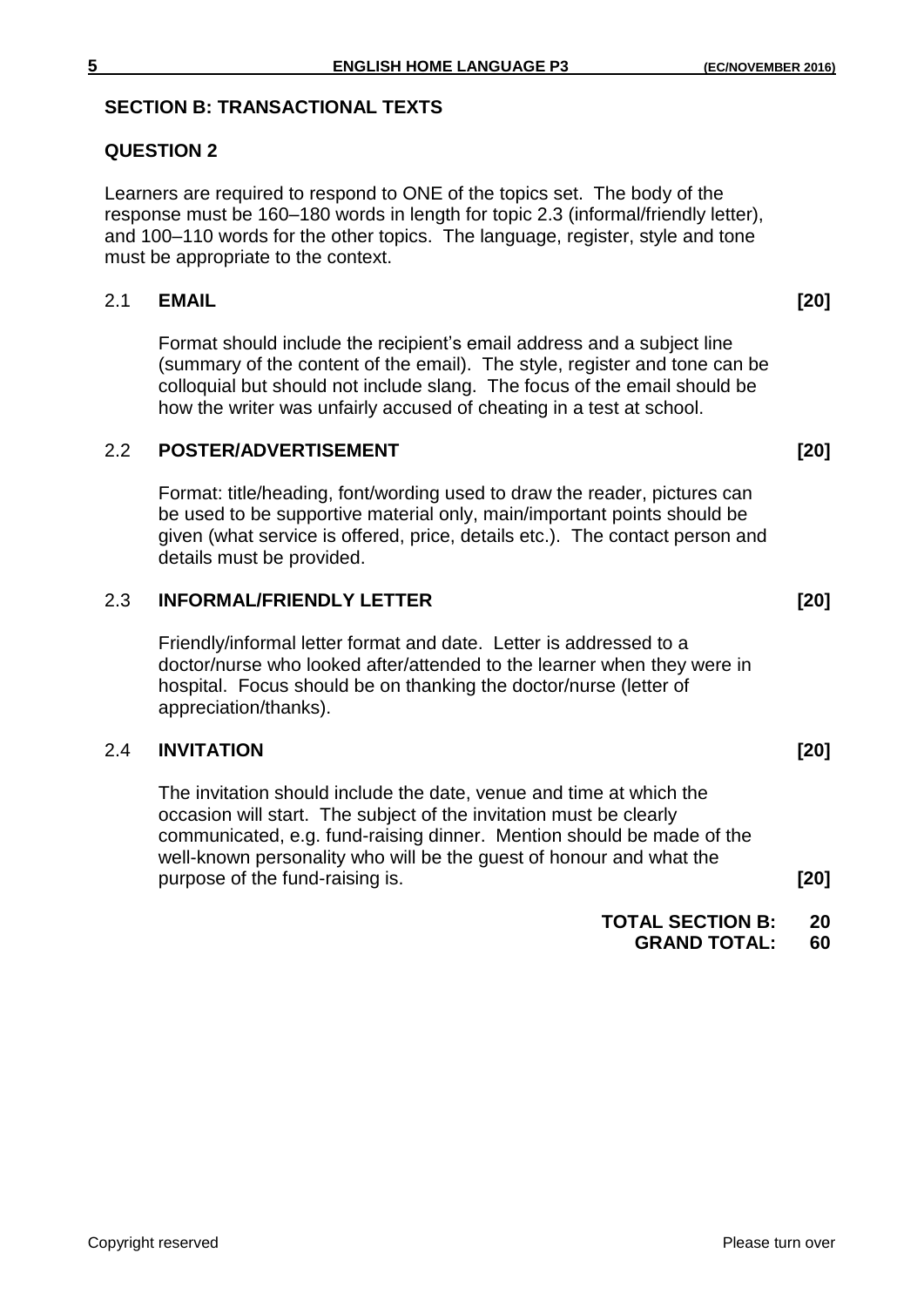## SECTION B: TRANSACTIONAL TEXTS

### QUESTION 2

Learners are required to respond to ONE of the topics set. The body of the response must be 160–180 words in length for topic 2.3 (informal/friendly letter), and 100–110 words for the other topics. The language, register, style and tone must be appropriate to the context.

**2.1 EMAIL** **[20]**

Format should include the recipient's email address and a subject line (summary of the content of the email). The style, register and tone can be colloquial but should not include slang. The focus of the email should be how the writer was unfairly accused of cheating in a test at school.

**2.2 POSTER/ADVERTISEMENT** **[20]**

Format: title/heading, font/wording used to draw the reader, pictures can be used to be supportive material only, main/important points should be given (what service is offered, price, details etc.). The contact person and details must be provided.

**2.3 INFORMAL/FRIENDLY LETTER** **[20]**

Friendly/informal letter format and date. Letter is addressed to a doctor/nurse who looked after/attended to the learner when they were in hospital. Focus should be on thanking the doctor/nurse (letter of appreciation/thanks).

**2.4 INVITATION** **[20]**

The invitation should include the date, venue and time at which the occasion will start. The subject of the invitation must be clearly communicated, e.g. fund-raising dinner. Mention should be made of the well-known personality who will be the guest of honour and what the purpose of the fund-raising is. **[20]**

**TOTAL SECTION B: 20**
**GRAND TOTAL: 60**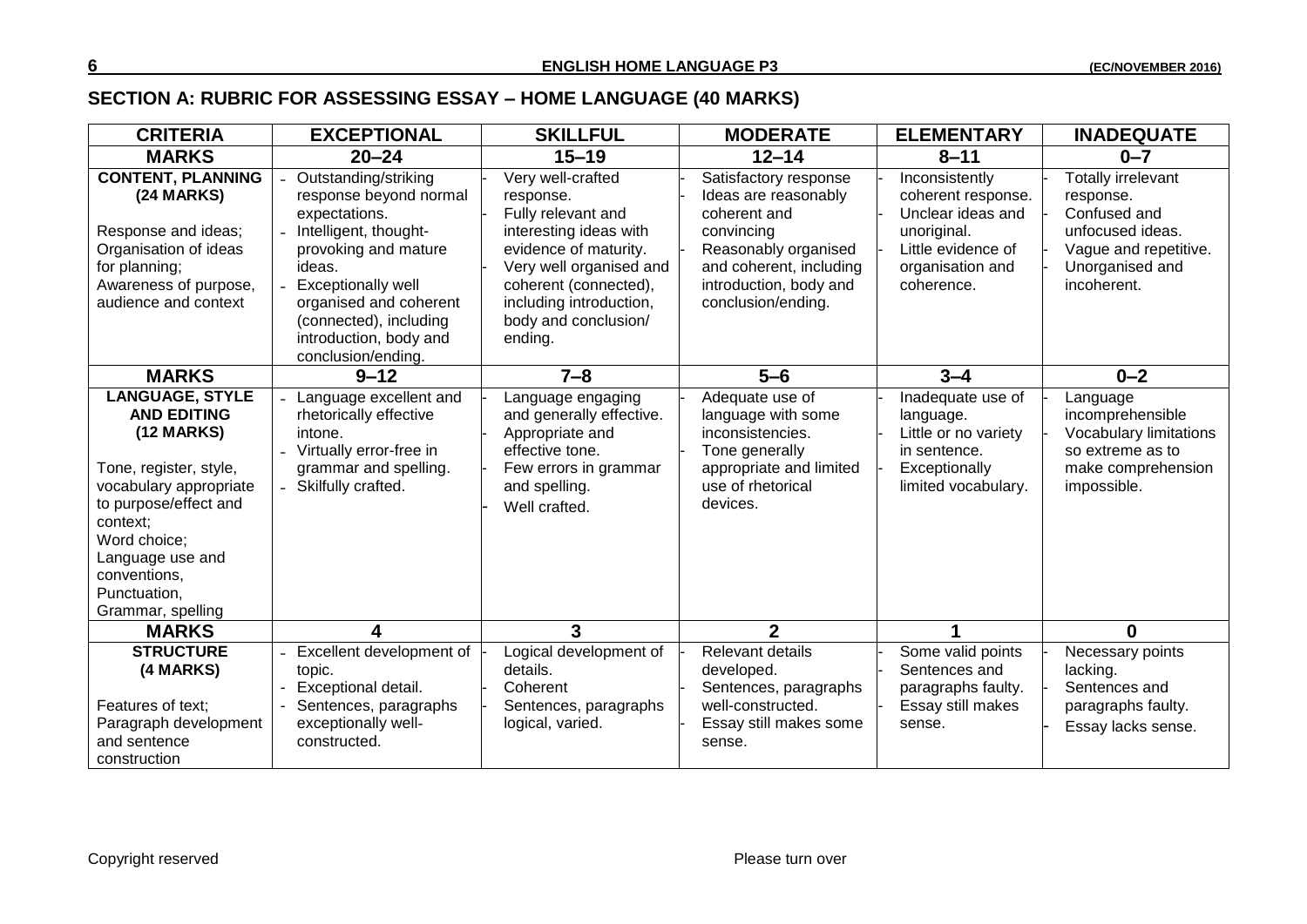## SECTION A: RUBRIC FOR ASSESSING ESSAY – HOME LANGUAGE (40 MARKS)

| CRITERIA | EXCEPTIONAL | SKILLFUL | MODERATE | ELEMENTARY | INADEQUATE |
|---|---|---|---|---|---|
| **MARKS** | **20–24** | **15–19** | **12–14** | **8–11** | **0–7** |
| **CONTENT, PLANNING (24 MARKS)**<br><br>Response and ideas;<br>Organisation of ideas for planning;<br>Awareness of purpose, audience and context | - Outstanding/striking response beyond normal expectations.<br>- Intelligent, thought-provoking and mature ideas.<br>- Exceptionally well organised and coherent (connected), including introduction, body and conclusion/ending. | - Very well-crafted response.<br>- Fully relevant and interesting ideas with evidence of maturity.<br>- Very well organised and coherent (connected), including introduction, body and conclusion/ ending. | - Satisfactory response<br>- Ideas are reasonably coherent and convincing<br>- Reasonably organised and coherent, including introduction, body and conclusion/ending. | - Inconsistently coherent response.<br>- Unclear ideas and unoriginal.<br>- Little evidence of organisation and coherence. | - Totally irrelevant response.<br>- Confused and unfocused ideas.<br>- Vague and repetitive.<br>- Unorganised and incoherent. |
| **MARKS** | **9–12** | **7–8** | **5–6** | **3–4** | **0–2** |
| **LANGUAGE, STYLE AND EDITING (12 MARKS)**<br><br>Tone, register, style, vocabulary appropriate to purpose/effect and context;<br>Word choice;<br>Language use and conventions,<br>Punctuation,<br>Grammar, spelling | - Language excellent and rhetorically effective intone.<br>- Virtually error-free in grammar and spelling.<br>- Skilfully crafted. | - Language engaging and generally effective.<br>- Appropriate and effective tone.<br>- Few errors in grammar and spelling.<br>- Well crafted. | - Adequate use of language with some inconsistencies.<br>- Tone generally appropriate and limited use of rhetorical devices. | - Inadequate use of language.<br>- Little or no variety in sentence.<br>- Exceptionally limited vocabulary. | - Language incomprehensible<br>- Vocabulary limitations so extreme as to make comprehension impossible. |
| **MARKS** | **4** | **3** | **2** | **1** | **0** |
| **STRUCTURE (4 MARKS)**<br><br>Features of text;<br>Paragraph development and sentence construction | - Excellent development of topic.<br>- Exceptional detail.<br>- Sentences, paragraphs exceptionally well-constructed. | - Logical development of details.<br>- Coherent<br>- Sentences, paragraphs logical, varied. | - Relevant details developed.<br>- Sentences, paragraphs well-constructed.<br>- Essay still makes some sense. | - Some valid points<br>- Sentences and paragraphs faulty.<br>- Essay still makes sense. | - Necessary points lacking.<br>- Sentences and paragraphs faulty.<br>- Essay lacks sense. |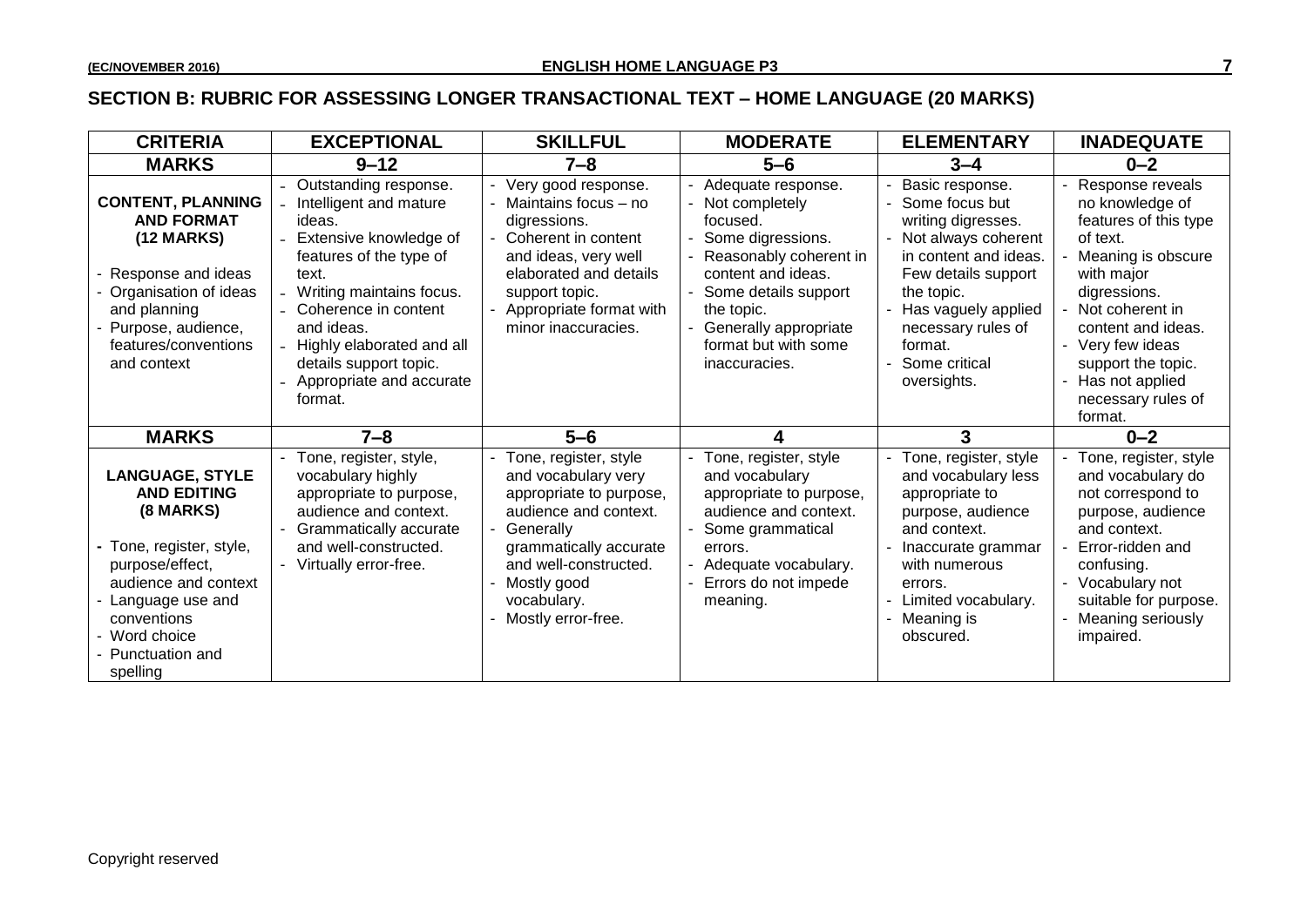## SECTION B: RUBRIC FOR ASSESSING LONGER TRANSACTIONAL TEXT – HOME LANGUAGE (20 MARKS)

| CRITERIA | EXCEPTIONAL | SKILLFUL | MODERATE | ELEMENTARY | INADEQUATE |
|---|---|---|---|---|---|
| **MARKS** | **9–12** | **7–8** | **5–6** | **3–4** | **0–2** |
| **CONTENT, PLANNING AND FORMAT (12 MARKS)**<br>- Response and ideas<br>- Organisation of ideas and planning<br>- Purpose, audience, features/conventions and context | - Outstanding response.<br>- Intelligent and mature ideas.<br>- Extensive knowledge of features of the type of text.<br>- Writing maintains focus.<br>- Coherence in content and ideas.<br>- Highly elaborated and all details support topic.<br>- Appropriate and accurate format. | - Very good response.<br>- Maintains focus – no digressions.<br>- Coherent in content and ideas, very well elaborated and details support topic.<br>- Appropriate format with minor inaccuracies. | - Adequate response.<br>- Not completely focused.<br>- Some digressions.<br>- Reasonably coherent in content and ideas.<br>- Some details support the topic.<br>- Generally appropriate format but with some inaccuracies. | - Basic response.<br>- Some focus but writing digresses.<br>- Not always coherent in content and ideas. Few details support the topic.<br>- Has vaguely applied necessary rules of format.<br>- Some critical oversights. | - Response reveals no knowledge of features of this type of text.<br>- Meaning is obscure with major digressions.<br>- Not coherent in content and ideas.<br>- Very few ideas support the topic.<br>- Has not applied necessary rules of format. |
| **MARKS** | **7–8** | **5–6** | **4** | **3** | **0–2** |
| **LANGUAGE, STYLE AND EDITING (8 MARKS)**<br>- Tone, register, style, purpose/effect, audience and context<br>- Language use and conventions<br>- Word choice<br>- Punctuation and spelling | - Tone, register, style, vocabulary highly appropriate to purpose, audience and context.<br>- Grammatically accurate and well-constructed.<br>- Virtually error-free. | - Tone, register, style and vocabulary very appropriate to purpose, audience and context.<br>- Generally grammatically accurate and well-constructed.<br>- Mostly good vocabulary.<br>- Mostly error-free. | - Tone, register, style and vocabulary appropriate to purpose, audience and context.<br>- Some grammatical errors.<br>- Adequate vocabulary.<br>- Errors do not impede meaning. | - Tone, register, style and vocabulary less appropriate to purpose, audience and context.<br>- Inaccurate grammar with numerous errors.<br>- Limited vocabulary.<br>- Meaning is obscured. | - Tone, register, style and vocabulary do not correspond to purpose, audience and context.<br>- Error-ridden and confusing.<br>- Vocabulary not suitable for purpose.<br>- Meaning seriously impaired. |